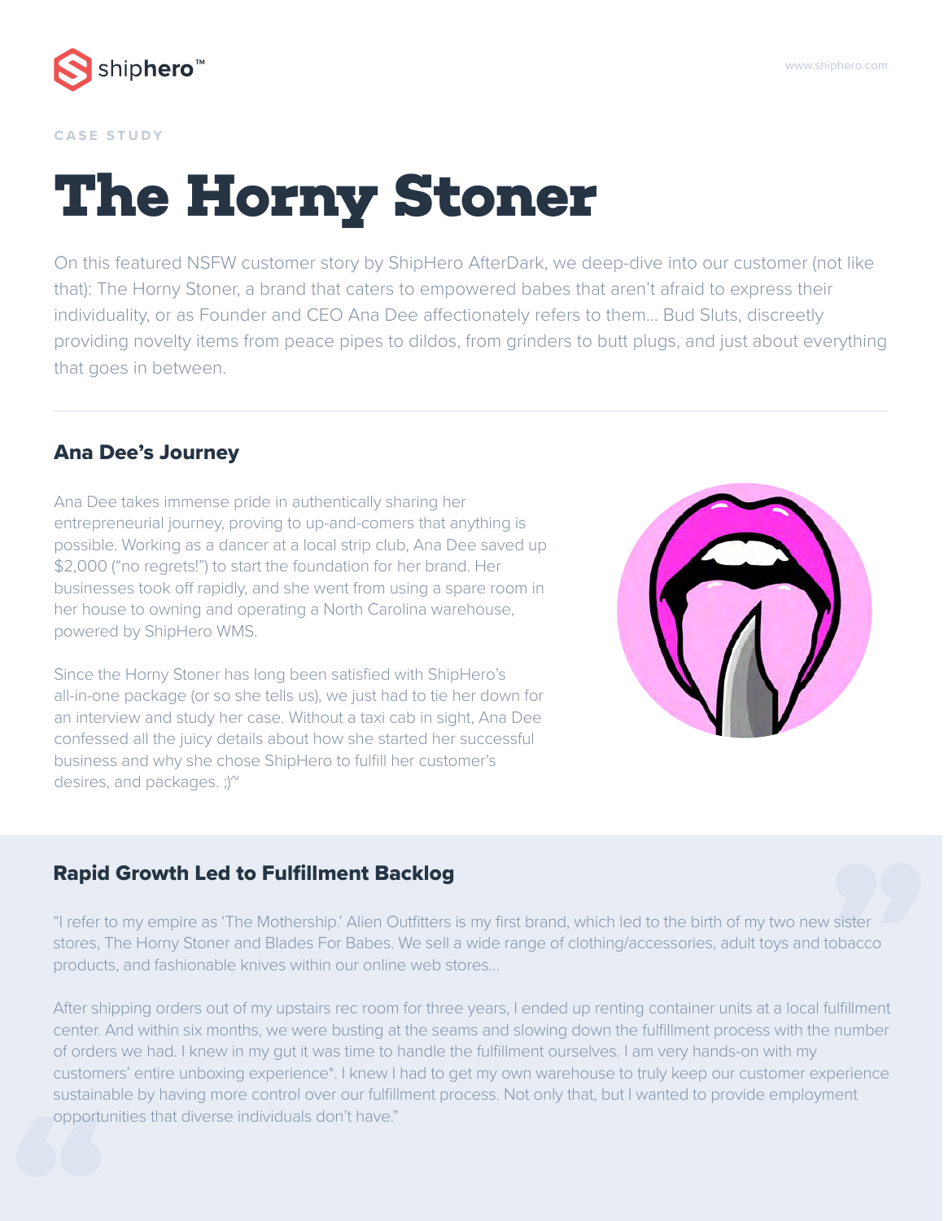CASE STUDY

# The Horny Stoner

On this featured NSFW customer story by ShipHero AfterDark, we deep-dive into our customer (not like that): The Horny Stoner, a brand that caters to empowered babes that aren't afraid to express their individuality, or as Founder and CEO Ana Dee affectionately refers to them... Bud Sluts, discreetly providing novelty items from peace pipes to dildos, from grinders to butt plugs, and just about everything that goes in between.

## Ana Dee's Journey

Ana Dee takes immense pride in authentically sharing her entrepreneurial journey, proving to up-and-comers that anything is possible. Working as a dancer at a local strip club, Ana Dee saved up $2,000 ("no regrets!") to start the foundation for her brand. Her businesses took off rapidly, and she went from using a spare room in her house to owning and operating a North Carolina warehouse, powered by ShipHero WMS.

Since the Horny Stoner has long been satisfied with ShipHero's all-in-one package (or so she tells us), we just had to tie her down for an interview and study her case. Without a taxi cab in sight, Ana Dee confessed all the juicy details about how she started her successful business and why she chose ShipHero to fulfill her customer's desires, and packages. ;)~

## Rapid Growth Led to Fulfillment Backlog

"I refer to my empire as 'The Mothership.' Alien Outfitters is my first brand, which led to the birth of my two new sister stores, The Horny Stoner and Blades For Babes. We sell a wide range of clothing/accessories, adult toys and tobacco products, and fashionable knives within our online web stores...

After shipping orders out of my upstairs rec room for three years, I ended up renting container units at a local fulfillment center. And within six months, we were busting at the seams and slowing down the fulfillment process with the number of orders we had. I knew in my gut it was time to handle the fulfillment ourselves. I am very hands-on with my customers' entire unboxing experience*. I knew I had to get my own warehouse to truly keep our customer experience sustainable by having more control over our fulfillment process. Not only that, but I wanted to provide employment opportunities that diverse individuals don't have."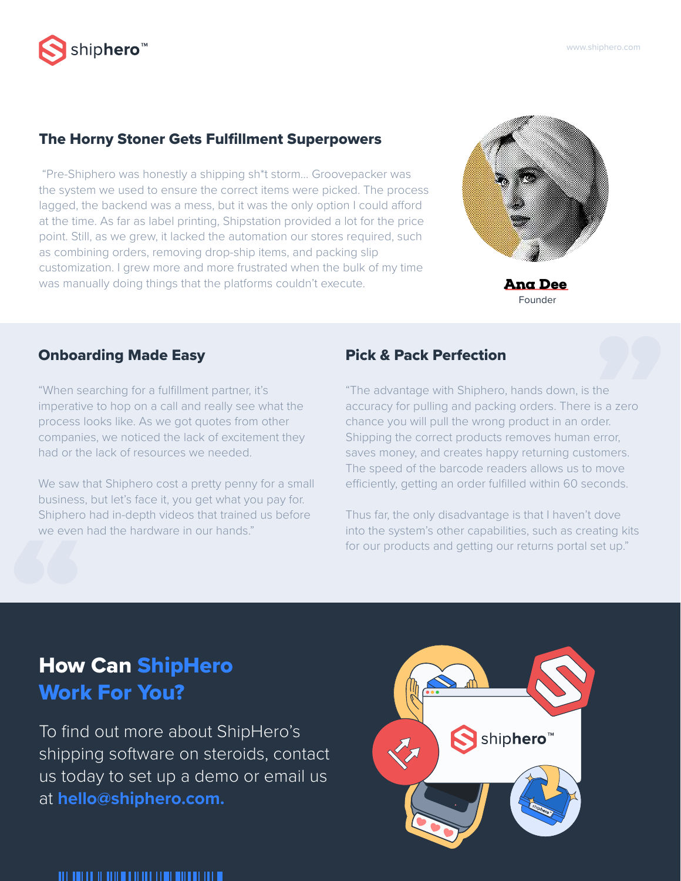# The Horny Stoner Gets Fulfillment Superpowers

"Pre-Shiphero was honestly a shipping sh*t storm... Groovepacker was the system we used to ensure the correct items were picked. The process lagged, the backend was a mess, but it was the only option I could afford at the time. As far as label printing, Shipstation provided a lot for the price point. Still, as we grew, it lacked the automation our stores required, such as combining orders, removing drop-ship items, and packing slip customization. I grew more and more frustrated when the bulk of my time was manually doing things that the platforms couldn't execute.

**Ana Dee**
Founder

## Onboarding Made Easy

"When searching for a fulfillment partner, it's imperative to hop on a call and really see what the process looks like. As we got quotes from other companies, we noticed the lack of excitement they had or the lack of resources we needed.

We saw that Shiphero cost a pretty penny for a small business, but let's face it, you get what you pay for. Shiphero had in-depth videos that trained us before we even had the hardware in our hands."

## Pick & Pack Perfection

"The advantage with Shiphero, hands down, is the accuracy for pulling and packing orders. There is a zero chance you will pull the wrong product in an order. Shipping the correct products removes human error, saves money, and creates happy returning customers. The speed of the barcode readers allows us to move efficiently, getting an order fulfilled within 60 seconds.

Thus far, the only disadvantage is that I haven't dove into the system's other capabilities, such as creating kits for our products and getting our returns portal set up."

## How Can ShipHero Work For You?

To find out more about ShipHero's shipping software on steroids, contact us today to set up a demo or email us at **hello@shiphero.com.**